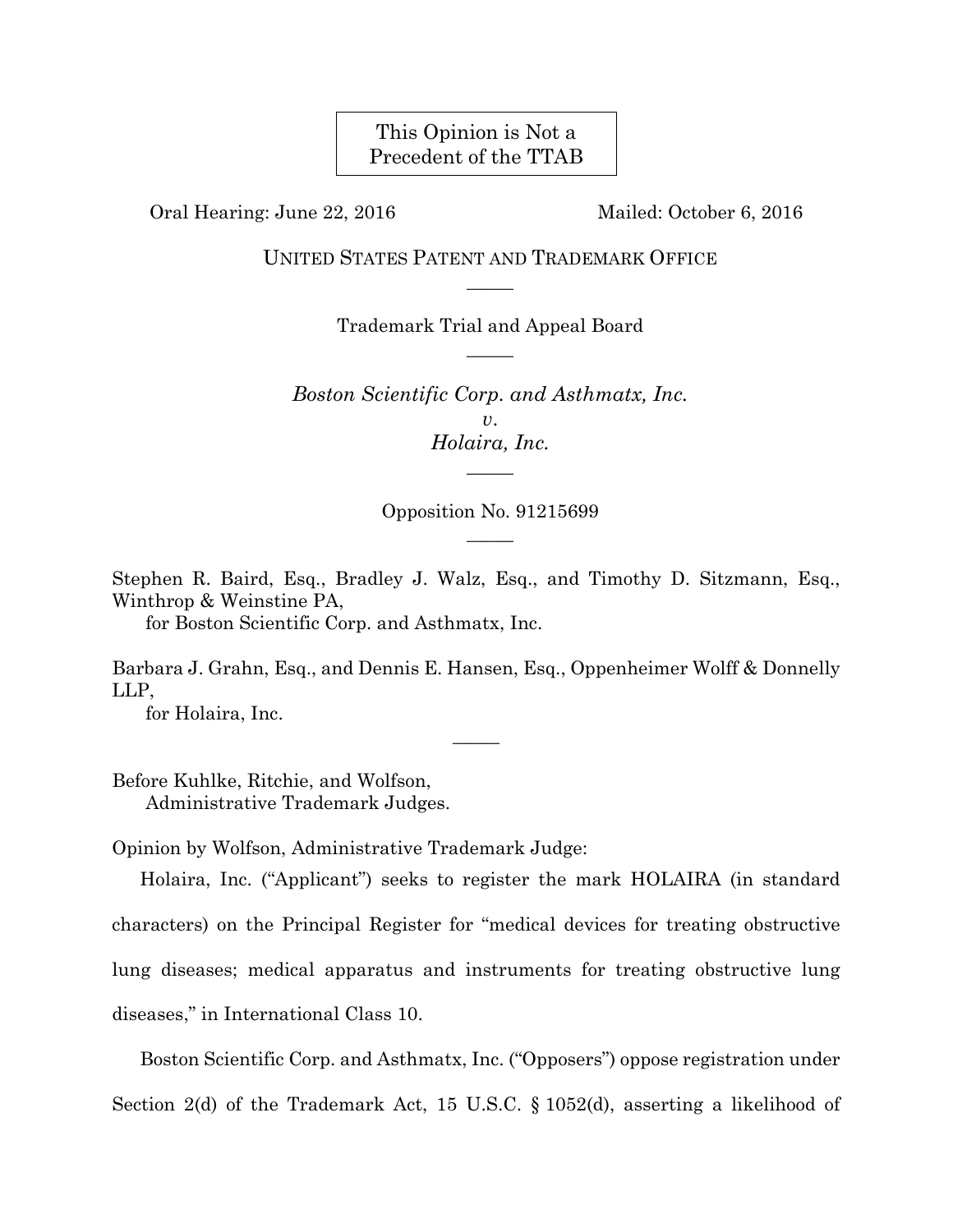This Opinion is Not a Precedent of the TTAB

Oral Hearing: June 22, 2016 Mailed: October 6, 2016

UNITED STATES PATENT AND TRADEMARK OFFICE

—————

Trademark Trial and Appeal Board

—————

*Boston Scientific Corp. and Asthmatx, Inc.*
*v.*
*Holaira, Inc.*

—————

Opposition No. 91215699

—————

Stephen R. Baird, Esq., Bradley J. Walz, Esq., and Timothy D. Sitzmann, Esq., Winthrop & Weinstine PA,
for Boston Scientific Corp. and Asthmatx, Inc.

Barbara J. Grahn, Esq., and Dennis E. Hansen, Esq., Oppenheimer Wolff & Donnelly LLP,
for Holaira, Inc.

—————

Before Kuhlke, Ritchie, and Wolfson,
Administrative Trademark Judges.

Opinion by Wolfson, Administrative Trademark Judge:

Holaira, Inc. ("Applicant") seeks to register the mark HOLAIRA (in standard characters) on the Principal Register for "medical devices for treating obstructive lung diseases; medical apparatus and instruments for treating obstructive lung diseases," in International Class 10.

Boston Scientific Corp. and Asthmatx, Inc. ("Opposers") oppose registration under Section 2(d) of the Trademark Act, 15 U.S.C. § 1052(d), asserting a likelihood of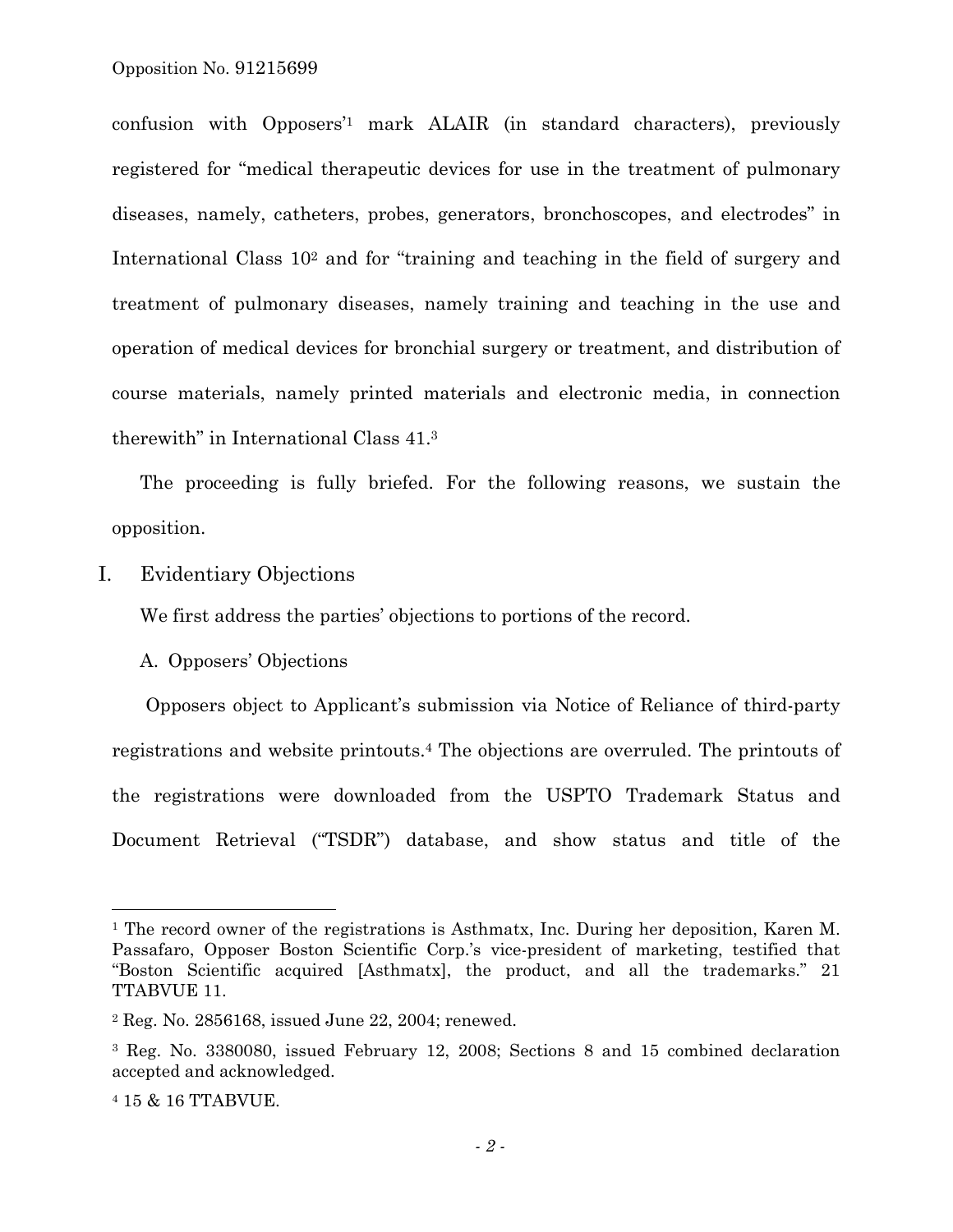confusion with Opposers'[1] mark ALAIR (in standard characters), previously registered for "medical therapeutic devices for use in the treatment of pulmonary diseases, namely, catheters, probes, generators, bronchoscopes, and electrodes" in International Class 10[2] and for "training and teaching in the field of surgery and treatment of pulmonary diseases, namely training and teaching in the use and operation of medical devices for bronchial surgery or treatment, and distribution of course materials, namely printed materials and electronic media, in connection therewith" in International Class 41.[3]

The proceeding is fully briefed. For the following reasons, we sustain the opposition.

## I. Evidentiary Objections

We first address the parties' objections to portions of the record.

### A. Opposers' Objections

Opposers object to Applicant's submission via Notice of Reliance of third-party registrations and website printouts.[4] The objections are overruled. The printouts of the registrations were downloaded from the USPTO Trademark Status and Document Retrieval ("TSDR") database, and show status and title of the

---

[1] The record owner of the registrations is Asthmatx, Inc. During her deposition, Karen M. Passafaro, Opposer Boston Scientific Corp.'s vice-president of marketing, testified that "Boston Scientific acquired [Asthmatx], the product, and all the trademarks." 21 TTABVUE 11.

[2] Reg. No. 2856168, issued June 22, 2004; renewed.

[3] Reg. No. 3380080, issued February 12, 2008; Sections 8 and 15 combined declaration accepted and acknowledged.

[4] 15 & 16 TTABVUE.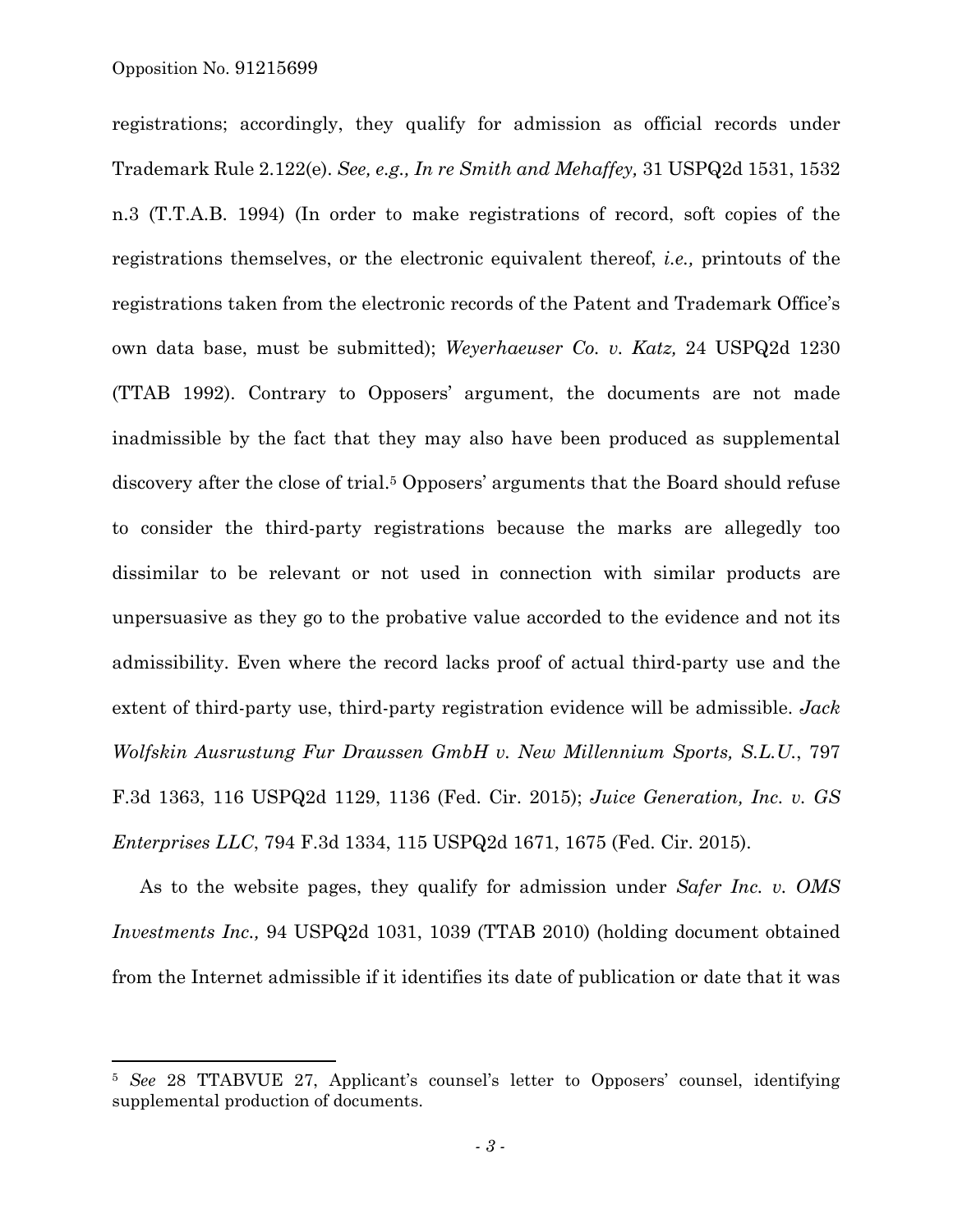registrations; accordingly, they qualify for admission as official records under Trademark Rule 2.122(e). *See, e.g., In re Smith and Mehaffey,* 31 USPQ2d 1531, 1532 n.3 (T.T.A.B. 1994) (In order to make registrations of record, soft copies of the registrations themselves, or the electronic equivalent thereof, *i.e.,* printouts of the registrations taken from the electronic records of the Patent and Trademark Office's own data base, must be submitted); *Weyerhaeuser Co. v. Katz,* 24 USPQ2d 1230 (TTAB 1992). Contrary to Opposers' argument, the documents are not made inadmissible by the fact that they may also have been produced as supplemental discovery after the close of trial.[5] Opposers' arguments that the Board should refuse to consider the third-party registrations because the marks are allegedly too dissimilar to be relevant or not used in connection with similar products are unpersuasive as they go to the probative value accorded to the evidence and not its admissibility. Even where the record lacks proof of actual third-party use and the extent of third-party use, third-party registration evidence will be admissible. *Jack Wolfskin Ausrustung Fur Draussen GmbH v. New Millennium Sports, S.L.U.*, 797 F.3d 1363, 116 USPQ2d 1129, 1136 (Fed. Cir. 2015); *Juice Generation, Inc. v. GS Enterprises LLC*, 794 F.3d 1334, 115 USPQ2d 1671, 1675 (Fed. Cir. 2015).

As to the website pages, they qualify for admission under *Safer Inc. v. OMS Investments Inc.,* 94 USPQ2d 1031, 1039 (TTAB 2010) (holding document obtained from the Internet admissible if it identifies its date of publication or date that it was

---

[5] *See* 28 TTABVUE 27, Applicant's counsel's letter to Opposers' counsel, identifying supplemental production of documents.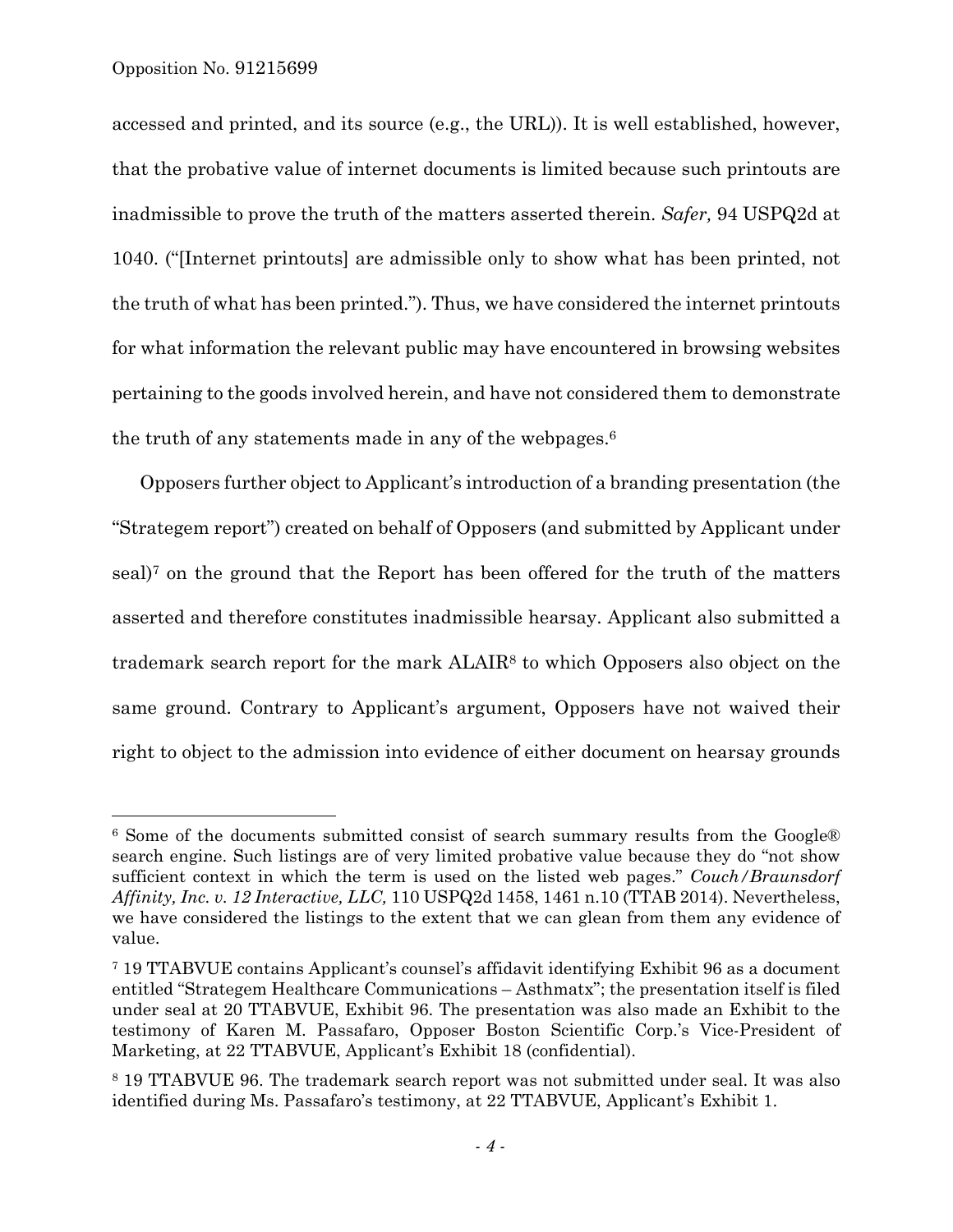accessed and printed, and its source (e.g., the URL)). It is well established, however, that the probative value of internet documents is limited because such printouts are inadmissible to prove the truth of the matters asserted therein. *Safer,* 94 USPQ2d at 1040. ("[Internet printouts] are admissible only to show what has been printed, not the truth of what has been printed."). Thus, we have considered the internet printouts for what information the relevant public may have encountered in browsing websites pertaining to the goods involved herein, and have not considered them to demonstrate the truth of any statements made in any of the webpages.[6]

Opposers further object to Applicant's introduction of a branding presentation (the "Strategem report") created on behalf of Opposers (and submitted by Applicant under seal)[7] on the ground that the Report has been offered for the truth of the matters asserted and therefore constitutes inadmissible hearsay. Applicant also submitted a trademark search report for the mark ALAIR[8] to which Opposers also object on the same ground. Contrary to Applicant's argument, Opposers have not waived their right to object to the admission into evidence of either document on hearsay grounds

---

[6] Some of the documents submitted consist of search summary results from the Google® search engine. Such listings are of very limited probative value because they do "not show sufficient context in which the term is used on the listed web pages." *Couch/Braunsdorf Affinity, Inc. v. 12 Interactive, LLC,* 110 USPQ2d 1458, 1461 n.10 (TTAB 2014). Nevertheless, we have considered the listings to the extent that we can glean from them any evidence of value.

[7] 19 TTABVUE contains Applicant's counsel's affidavit identifying Exhibit 96 as a document entitled "Strategem Healthcare Communications – Asthmatx"; the presentation itself is filed under seal at 20 TTABVUE, Exhibit 96. The presentation was also made an Exhibit to the testimony of Karen M. Passafaro, Opposer Boston Scientific Corp.'s Vice-President of Marketing, at 22 TTABVUE, Applicant's Exhibit 18 (confidential).

[8] 19 TTABVUE 96. The trademark search report was not submitted under seal. It was also identified during Ms. Passafaro's testimony, at 22 TTABVUE, Applicant's Exhibit 1.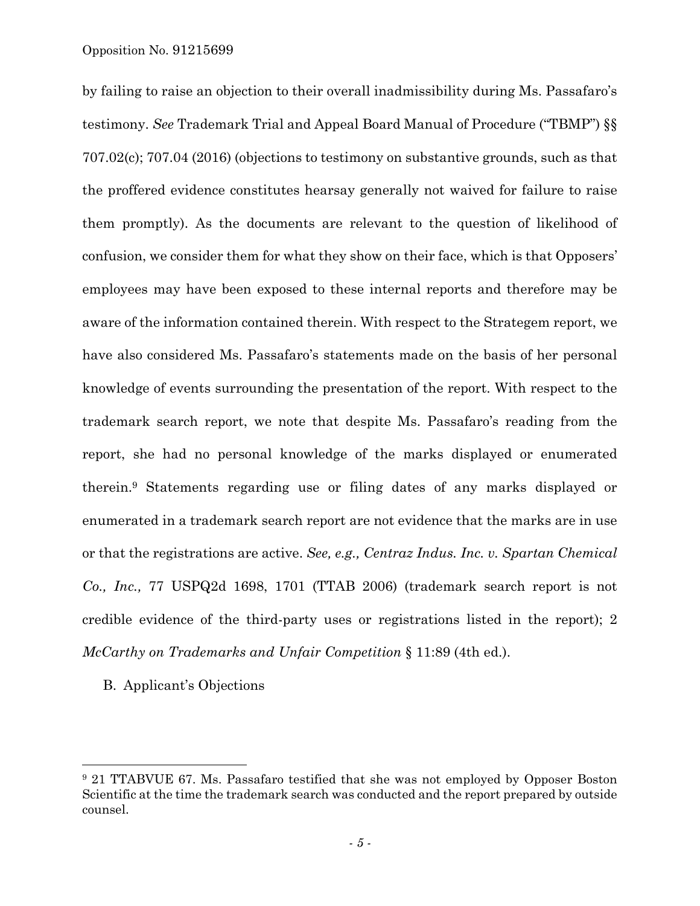by failing to raise an objection to their overall inadmissibility during Ms. Passafaro's testimony. *See* Trademark Trial and Appeal Board Manual of Procedure ("TBMP") §§ 707.02(c); 707.04 (2016) (objections to testimony on substantive grounds, such as that the proffered evidence constitutes hearsay generally not waived for failure to raise them promptly). As the documents are relevant to the question of likelihood of confusion, we consider them for what they show on their face, which is that Opposers' employees may have been exposed to these internal reports and therefore may be aware of the information contained therein. With respect to the Strategem report, we have also considered Ms. Passafaro's statements made on the basis of her personal knowledge of events surrounding the presentation of the report. With respect to the trademark search report, we note that despite Ms. Passafaro's reading from the report, she had no personal knowledge of the marks displayed or enumerated therein.[9] Statements regarding use or filing dates of any marks displayed or enumerated in a trademark search report are not evidence that the marks are in use or that the registrations are active. *See, e.g., Centraz Indus. Inc. v. Spartan Chemical Co., Inc.,* 77 USPQ2d 1698, 1701 (TTAB 2006) (trademark search report is not credible evidence of the third-party uses or registrations listed in the report); 2 *McCarthy on Trademarks and Unfair Competition* § 11:89 (4th ed.).

B. Applicant's Objections

---

[9] 21 TTABVUE 67. Ms. Passafaro testified that she was not employed by Opposer Boston Scientific at the time the trademark search was conducted and the report prepared by outside counsel.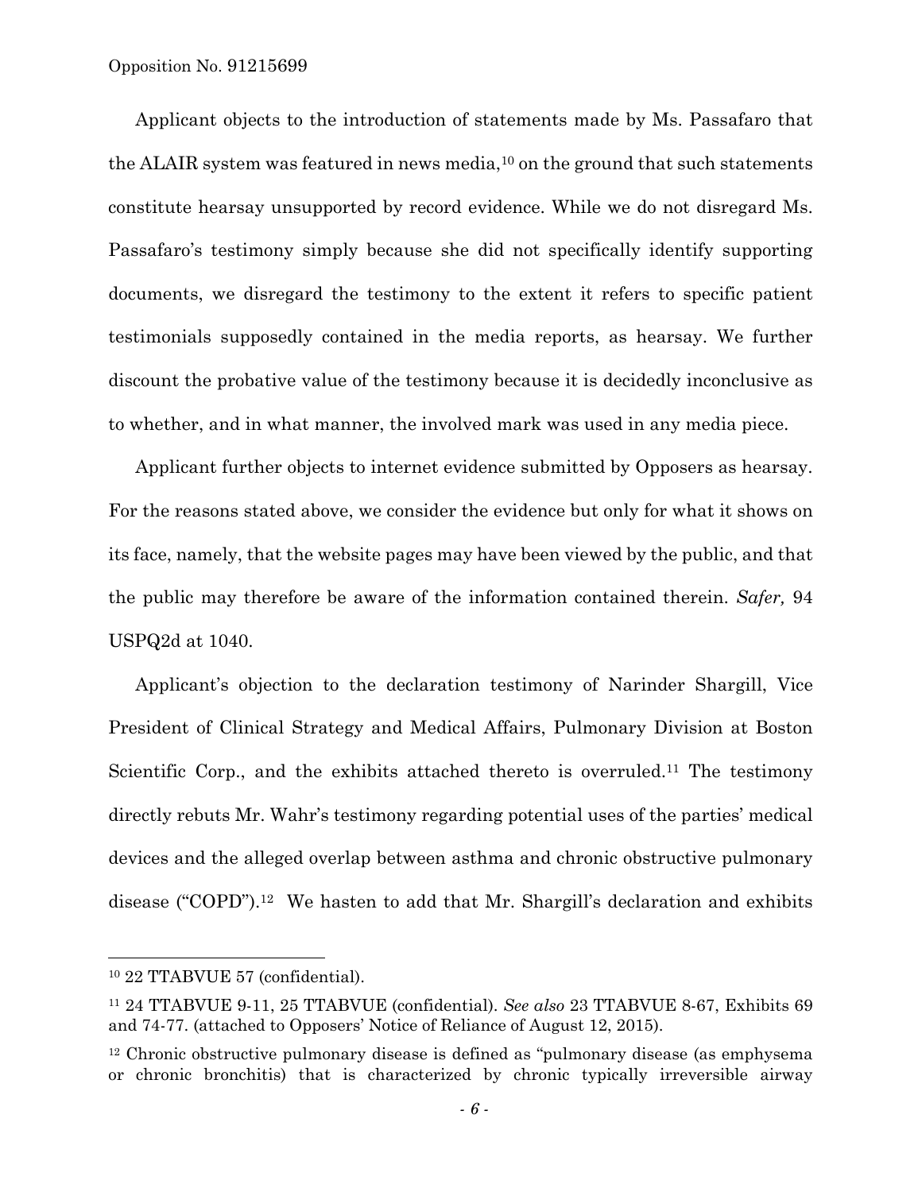Applicant objects to the introduction of statements made by Ms. Passafaro that the ALAIR system was featured in news media,[10] on the ground that such statements constitute hearsay unsupported by record evidence. While we do not disregard Ms. Passafaro's testimony simply because she did not specifically identify supporting documents, we disregard the testimony to the extent it refers to specific patient testimonials supposedly contained in the media reports, as hearsay. We further discount the probative value of the testimony because it is decidedly inconclusive as to whether, and in what manner, the involved mark was used in any media piece.

Applicant further objects to internet evidence submitted by Opposers as hearsay. For the reasons stated above, we consider the evidence but only for what it shows on its face, namely, that the website pages may have been viewed by the public, and that the public may therefore be aware of the information contained therein. *Safer,* 94 USPQ2d at 1040.

Applicant's objection to the declaration testimony of Narinder Shargill, Vice President of Clinical Strategy and Medical Affairs, Pulmonary Division at Boston Scientific Corp., and the exhibits attached thereto is overruled.[11] The testimony directly rebuts Mr. Wahr's testimony regarding potential uses of the parties' medical devices and the alleged overlap between asthma and chronic obstructive pulmonary disease ("COPD").[12] We hasten to add that Mr. Shargill's declaration and exhibits

---

[10] 22 TTABVUE 57 (confidential).

[11] 24 TTABVUE 9-11, 25 TTABVUE (confidential). *See also* 23 TTABVUE 8-67, Exhibits 69 and 74-77. (attached to Opposers' Notice of Reliance of August 12, 2015).

[12] Chronic obstructive pulmonary disease is defined as "pulmonary disease (as emphysema or chronic bronchitis) that is characterized by chronic typically irreversible airway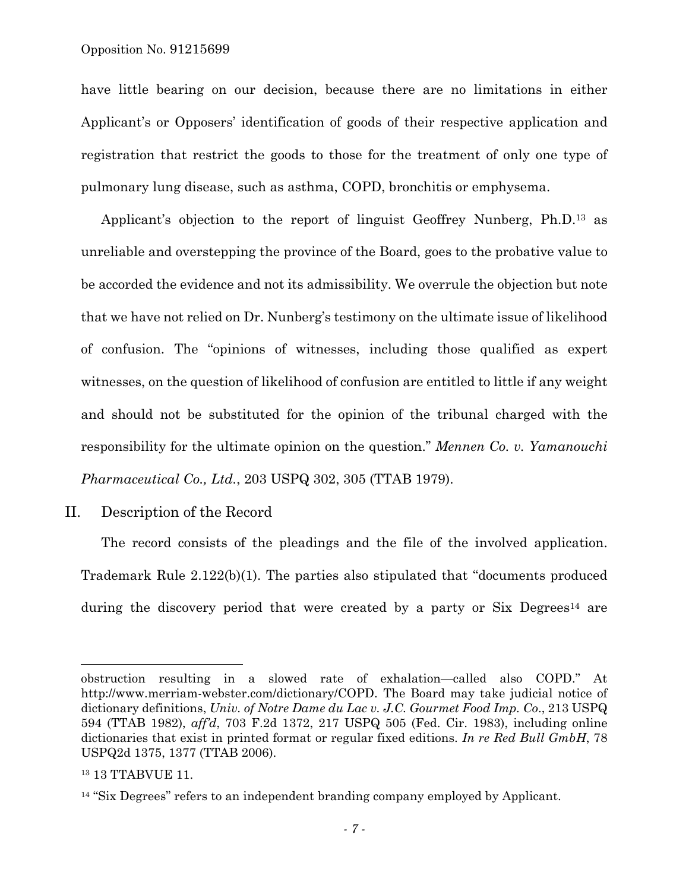have little bearing on our decision, because there are no limitations in either Applicant's or Opposers' identification of goods of their respective application and registration that restrict the goods to those for the treatment of only one type of pulmonary lung disease, such as asthma, COPD, bronchitis or emphysema.

Applicant's objection to the report of linguist Geoffrey Nunberg, Ph.D.[13] as unreliable and overstepping the province of the Board, goes to the probative value to be accorded the evidence and not its admissibility. We overrule the objection but note that we have not relied on Dr. Nunberg's testimony on the ultimate issue of likelihood of confusion. The "opinions of witnesses, including those qualified as expert witnesses, on the question of likelihood of confusion are entitled to little if any weight and should not be substituted for the opinion of the tribunal charged with the responsibility for the ultimate opinion on the question." *Mennen Co. v. Yamanouchi Pharmaceutical Co., Ltd.*, 203 USPQ 302, 305 (TTAB 1979).

## II. Description of the Record

The record consists of the pleadings and the file of the involved application. Trademark Rule 2.122(b)(1). The parties also stipulated that "documents produced during the discovery period that were created by a party or Six Degrees[14] are

---

obstruction resulting in a slowed rate of exhalation—called also COPD." At http://www.merriam-webster.com/dictionary/COPD. The Board may take judicial notice of dictionary definitions, *Univ. of Notre Dame du Lac v. J.C. Gourmet Food Imp. Co*., 213 USPQ 594 (TTAB 1982), *aff'd*, 703 F.2d 1372, 217 USPQ 505 (Fed. Cir. 1983), including online dictionaries that exist in printed format or regular fixed editions. *In re Red Bull GmbH*, 78 USPQ2d 1375, 1377 (TTAB 2006).

[13] 13 TTABVUE 11.

[14] "Six Degrees" refers to an independent branding company employed by Applicant.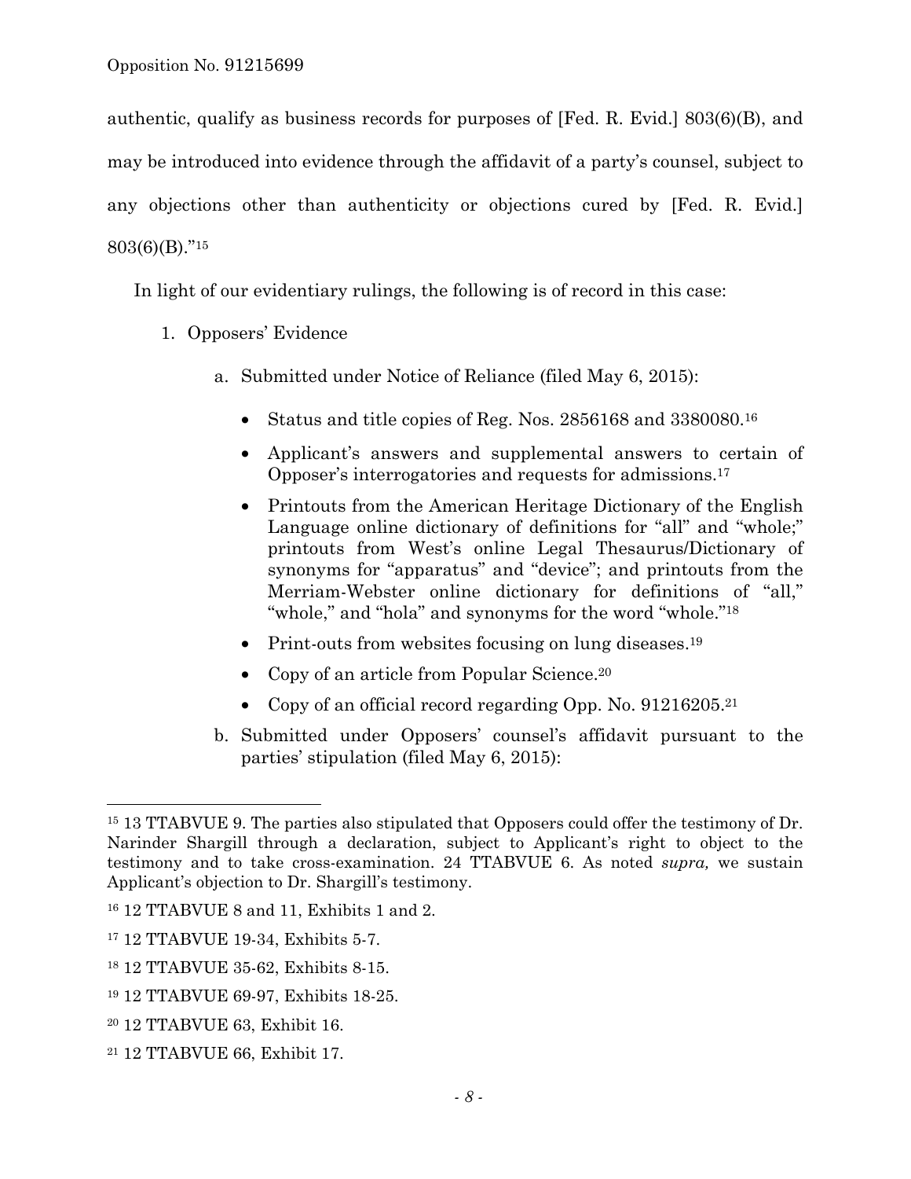authentic, qualify as business records for purposes of [Fed. R. Evid.] 803(6)(B), and may be introduced into evidence through the affidavit of a party's counsel, subject to any objections other than authenticity or objections cured by [Fed. R. Evid.] 803(6)(B)."[15]

In light of our evidentiary rulings, the following is of record in this case:

1. Opposers' Evidence

   a. Submitted under Notice of Reliance (filed May 6, 2015):

      - Status and title copies of Reg. Nos. 2856168 and 3380080.[16]
      - Applicant's answers and supplemental answers to certain of Opposer's interrogatories and requests for admissions.[17]
      - Printouts from the American Heritage Dictionary of the English Language online dictionary of definitions for "all" and "whole;" printouts from West's online Legal Thesaurus/Dictionary of synonyms for "apparatus" and "device"; and printouts from the Merriam-Webster online dictionary for definitions of "all," "whole," and "hola" and synonyms for the word "whole."[18]
      - Print-outs from websites focusing on lung diseases.[19]
      - Copy of an article from Popular Science.[20]
      - Copy of an official record regarding Opp. No. 91216205.[21]

   b. Submitted under Opposers' counsel's affidavit pursuant to the parties' stipulation (filed May 6, 2015):

---

[15] 13 TTABVUE 9. The parties also stipulated that Opposers could offer the testimony of Dr. Narinder Shargill through a declaration, subject to Applicant's right to object to the testimony and to take cross-examination. 24 TTABVUE 6. As noted *supra,* we sustain Applicant's objection to Dr. Shargill's testimony.

[16] 12 TTABVUE 8 and 11, Exhibits 1 and 2.

[17] 12 TTABVUE 19-34, Exhibits 5-7.

[18] 12 TTABVUE 35-62, Exhibits 8-15.

[19] 12 TTABVUE 69-97, Exhibits 18-25.

[20] 12 TTABVUE 63, Exhibit 16.

[21] 12 TTABVUE 66, Exhibit 17.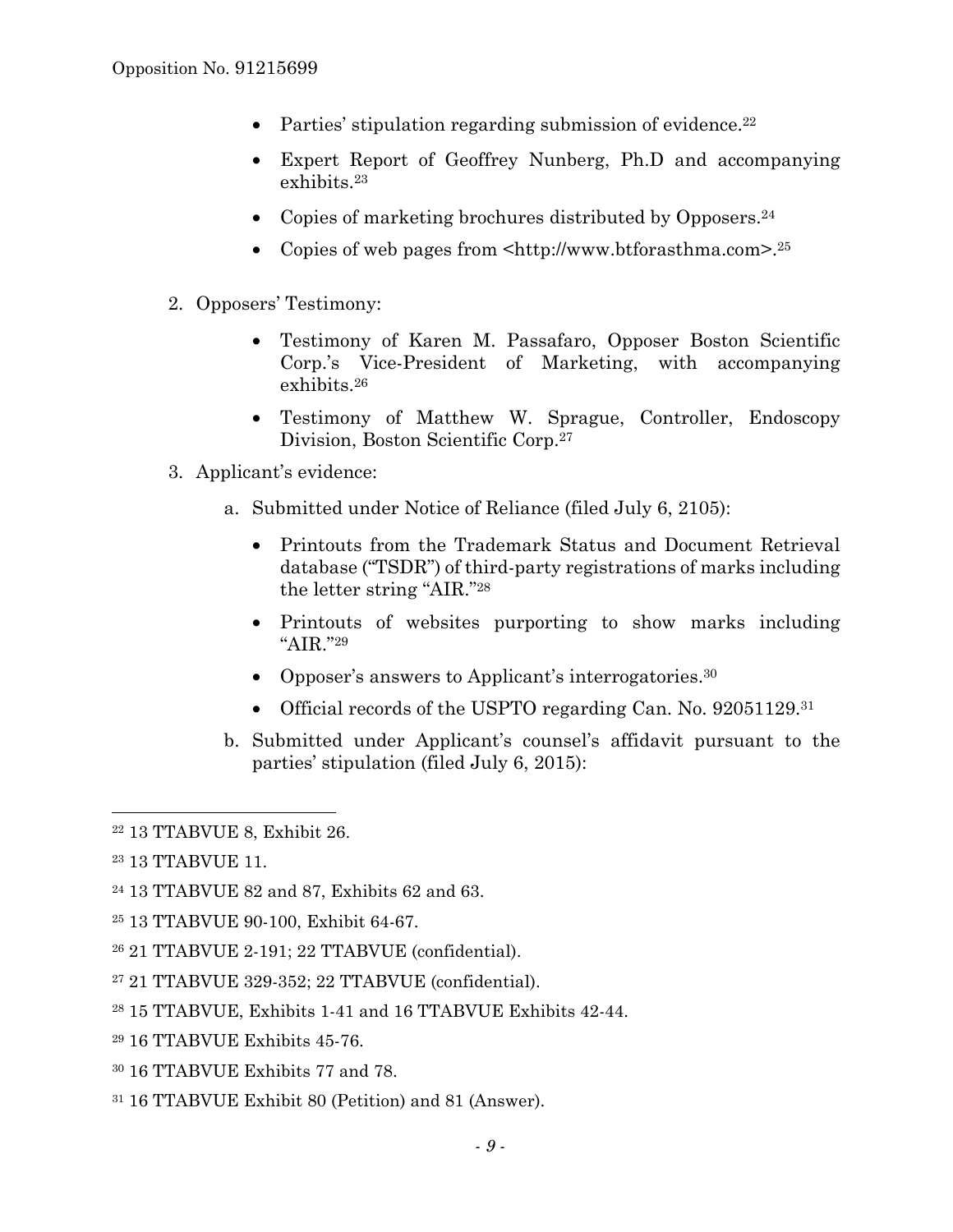- Parties' stipulation regarding submission of evidence.[22]
- Expert Report of Geoffrey Nunberg, Ph.D and accompanying exhibits.[23]
- Copies of marketing brochures distributed by Opposers.[24]
- Copies of web pages from <http://www.btforasthma.com>.[25]

2. Opposers' Testimony:

   - Testimony of Karen M. Passafaro, Opposer Boston Scientific Corp.'s Vice-President of Marketing, with accompanying exhibits.[26]
   - Testimony of Matthew W. Sprague, Controller, Endoscopy Division, Boston Scientific Corp.[27]

3. Applicant's evidence:

   a. Submitted under Notice of Reliance (filed July 6, 2105):

      - Printouts from the Trademark Status and Document Retrieval database ("TSDR") of third-party registrations of marks including the letter string "AIR."[28]
      - Printouts of websites purporting to show marks including "AIR."[29]
      - Opposer's answers to Applicant's interrogatories.[30]
      - Official records of the USPTO regarding Can. No. 92051129.[31]

   b. Submitted under Applicant's counsel's affidavit pursuant to the parties' stipulation (filed July 6, 2015):

---

[22] 13 TTABVUE 8, Exhibit 26.

[23] 13 TTABVUE 11.

[24] 13 TTABVUE 82 and 87, Exhibits 62 and 63.

[25] 13 TTABVUE 90-100, Exhibit 64-67.

[26] 21 TTABVUE 2-191; 22 TTABVUE (confidential).

[27] 21 TTABVUE 329-352; 22 TTABVUE (confidential).

[28] 15 TTABVUE, Exhibits 1-41 and 16 TTABVUE Exhibits 42-44.

[29] 16 TTABVUE Exhibits 45-76.

[30] 16 TTABVUE Exhibits 77 and 78.

[31] 16 TTABVUE Exhibit 80 (Petition) and 81 (Answer).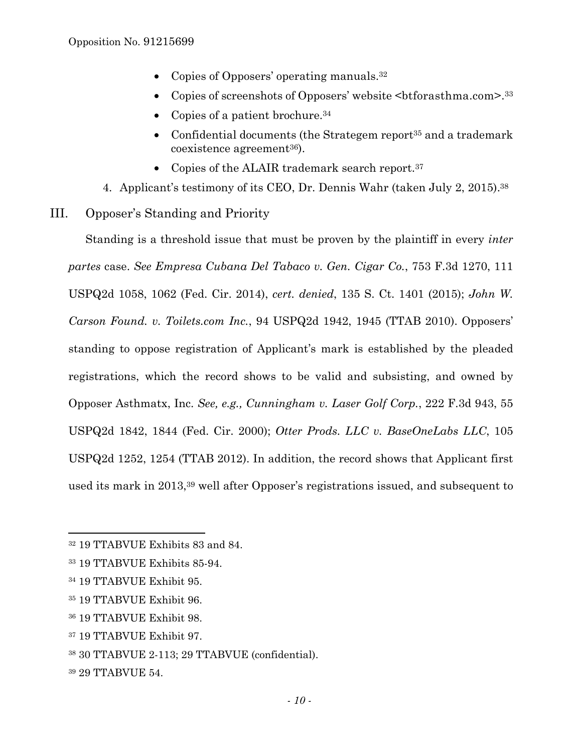- Copies of Opposers' operating manuals.[32]
- Copies of screenshots of Opposers' website <btforasthma.com>.[33]
- Copies of a patient brochure.[34]
- Confidential documents (the Strategem report[35] and a trademark coexistence agreement[36]).
- Copies of the ALAIR trademark search report.[37]

4. Applicant's testimony of its CEO, Dr. Dennis Wahr (taken July 2, 2015).[38]

## III. Opposer's Standing and Priority

Standing is a threshold issue that must be proven by the plaintiff in every *inter partes* case. *See Empresa Cubana Del Tabaco v. Gen. Cigar Co.*, 753 F.3d 1270, 111 USPQ2d 1058, 1062 (Fed. Cir. 2014), *cert. denied*, 135 S. Ct. 1401 (2015); *John W. Carson Found. v. Toilets.com Inc.*, 94 USPQ2d 1942, 1945 (TTAB 2010). Opposers' standing to oppose registration of Applicant's mark is established by the pleaded registrations, which the record shows to be valid and subsisting, and owned by Opposer Asthmatx, Inc. *See, e.g., Cunningham v. Laser Golf Corp.*, 222 F.3d 943, 55 USPQ2d 1842, 1844 (Fed. Cir. 2000); *Otter Prods. LLC v. BaseOneLabs LLC*, 105 USPQ2d 1252, 1254 (TTAB 2012). In addition, the record shows that Applicant first used its mark in 2013,[39] well after Opposer's registrations issued, and subsequent to

---

[32] 19 TTABVUE Exhibits 83 and 84.

[33] 19 TTABVUE Exhibits 85-94.

[34] 19 TTABVUE Exhibit 95.

[35] 19 TTABVUE Exhibit 96.

[36] 19 TTABVUE Exhibit 98.

[37] 19 TTABVUE Exhibit 97.

[38] 30 TTABVUE 2-113; 29 TTABVUE (confidential).

[39] 29 TTABVUE 54.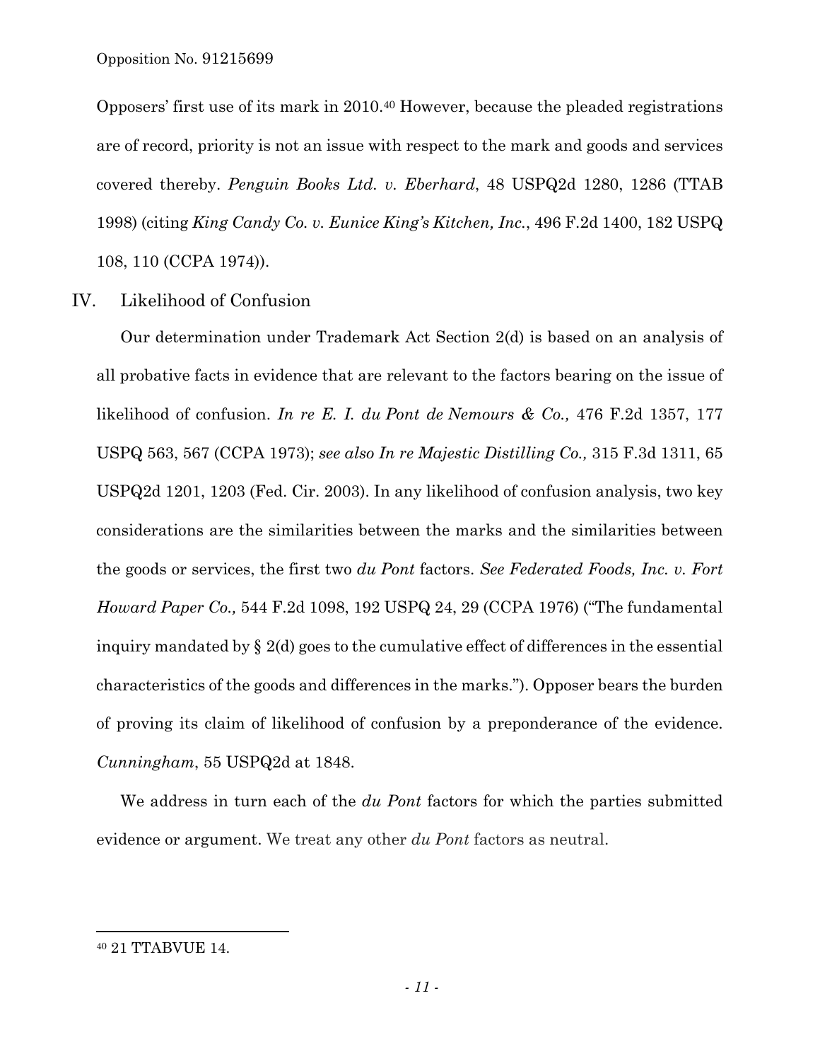Opposers' first use of its mark in 2010.[40] However, because the pleaded registrations are of record, priority is not an issue with respect to the mark and goods and services covered thereby. *Penguin Books Ltd. v. Eberhard*, 48 USPQ2d 1280, 1286 (TTAB 1998) (citing *King Candy Co. v. Eunice King's Kitchen, Inc.*, 496 F.2d 1400, 182 USPQ 108, 110 (CCPA 1974)).

## IV. Likelihood of Confusion

Our determination under Trademark Act Section 2(d) is based on an analysis of all probative facts in evidence that are relevant to the factors bearing on the issue of likelihood of confusion. *In re E. I. du Pont de Nemours & Co.,* 476 F.2d 1357, 177 USPQ 563, 567 (CCPA 1973); *see also In re Majestic Distilling Co.,* 315 F.3d 1311, 65 USPQ2d 1201, 1203 (Fed. Cir. 2003). In any likelihood of confusion analysis, two key considerations are the similarities between the marks and the similarities between the goods or services, the first two *du Pont* factors. *See Federated Foods, Inc. v. Fort Howard Paper Co.,* 544 F.2d 1098, 192 USPQ 24, 29 (CCPA 1976) ("The fundamental inquiry mandated by § 2(d) goes to the cumulative effect of differences in the essential characteristics of the goods and differences in the marks."). Opposer bears the burden of proving its claim of likelihood of confusion by a preponderance of the evidence. *Cunningham*, 55 USPQ2d at 1848.

We address in turn each of the *du Pont* factors for which the parties submitted evidence or argument. We treat any other *du Pont* factors as neutral.

---

[40] 21 TTABVUE 14.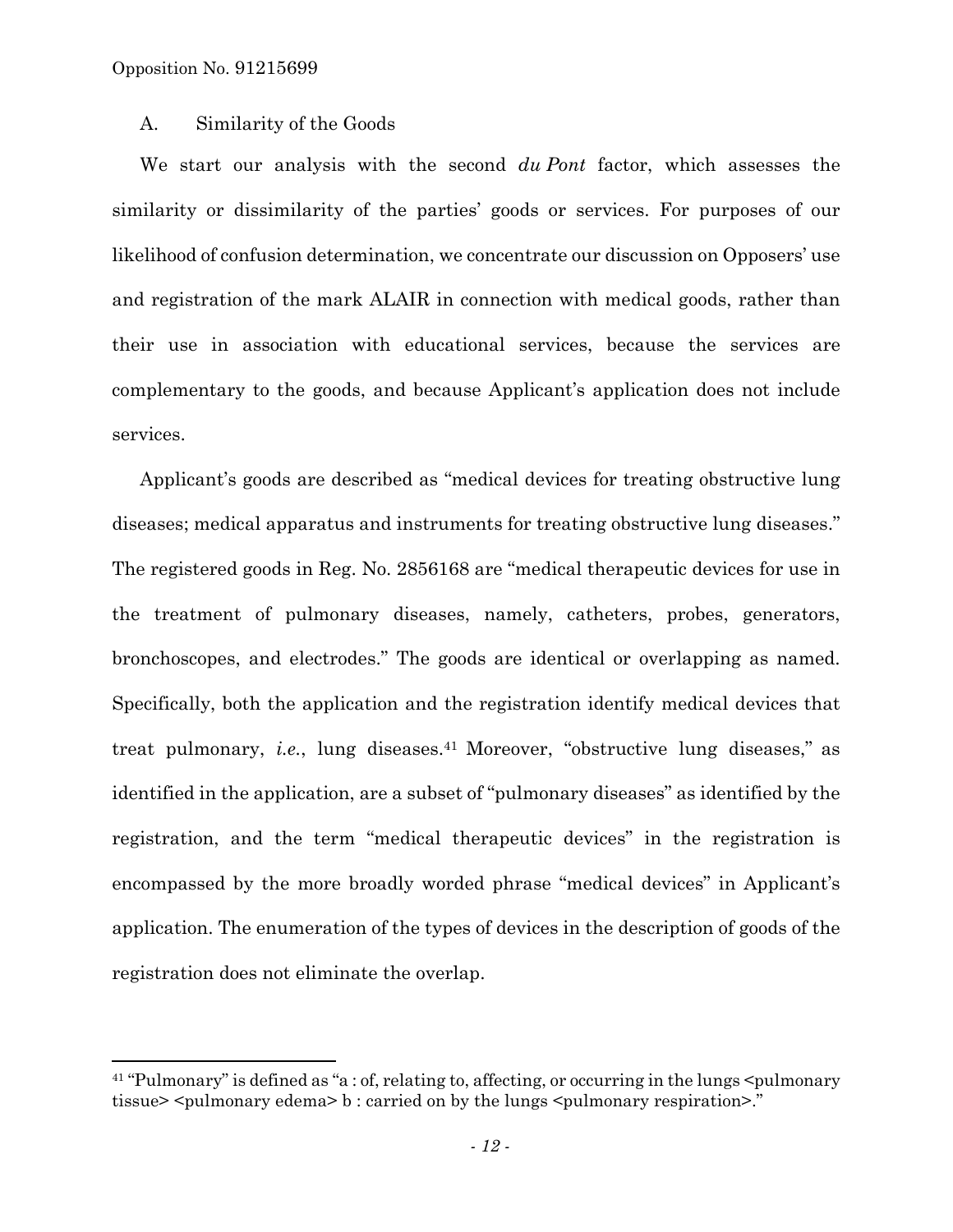### A. Similarity of the Goods

We start our analysis with the second *du Pont* factor, which assesses the similarity or dissimilarity of the parties' goods or services. For purposes of our likelihood of confusion determination, we concentrate our discussion on Opposers' use and registration of the mark ALAIR in connection with medical goods, rather than their use in association with educational services, because the services are complementary to the goods, and because Applicant's application does not include services.

Applicant's goods are described as "medical devices for treating obstructive lung diseases; medical apparatus and instruments for treating obstructive lung diseases." The registered goods in Reg. No. 2856168 are "medical therapeutic devices for use in the treatment of pulmonary diseases, namely, catheters, probes, generators, bronchoscopes, and electrodes." The goods are identical or overlapping as named. Specifically, both the application and the registration identify medical devices that treat pulmonary, *i.e.*, lung diseases.[41] Moreover, "obstructive lung diseases," as identified in the application, are a subset of "pulmonary diseases" as identified by the registration, and the term "medical therapeutic devices" in the registration is encompassed by the more broadly worded phrase "medical devices" in Applicant's application. The enumeration of the types of devices in the description of goods of the registration does not eliminate the overlap.

---

[41] "Pulmonary" is defined as "a : of, relating to, affecting, or occurring in the lungs <pulmonary tissue> <pulmonary edema> b : carried on by the lungs <pulmonary respiration>."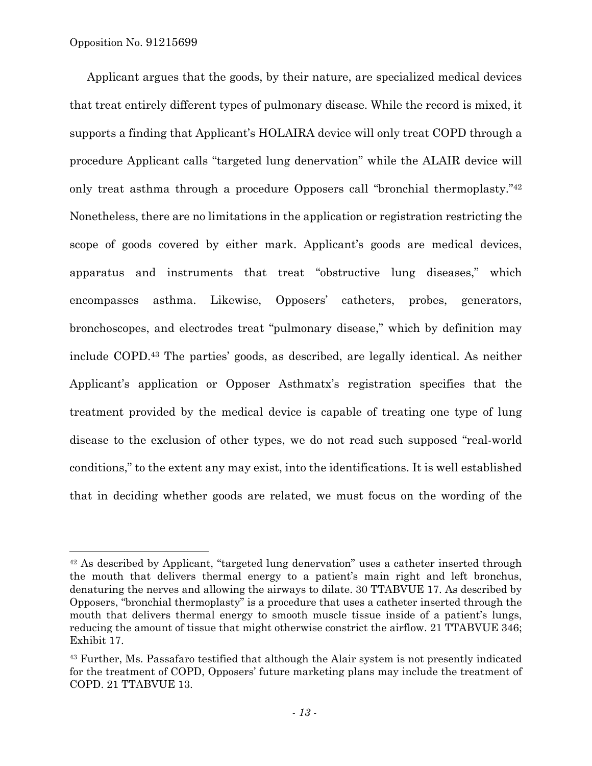Applicant argues that the goods, by their nature, are specialized medical devices that treat entirely different types of pulmonary disease. While the record is mixed, it supports a finding that Applicant's HOLAIRA device will only treat COPD through a procedure Applicant calls "targeted lung denervation" while the ALAIR device will only treat asthma through a procedure Opposers call "bronchial thermoplasty."[42] Nonetheless, there are no limitations in the application or registration restricting the scope of goods covered by either mark. Applicant's goods are medical devices, apparatus and instruments that treat "obstructive lung diseases," which encompasses asthma. Likewise, Opposers' catheters, probes, generators, bronchoscopes, and electrodes treat "pulmonary disease," which by definition may include COPD.[43] The parties' goods, as described, are legally identical. As neither Applicant's application or Opposer Asthmatx's registration specifies that the treatment provided by the medical device is capable of treating one type of lung disease to the exclusion of other types, we do not read such supposed "real-world conditions," to the extent any may exist, into the identifications. It is well established that in deciding whether goods are related, we must focus on the wording of the

---

[42] As described by Applicant, "targeted lung denervation" uses a catheter inserted through the mouth that delivers thermal energy to a patient's main right and left bronchus, denaturing the nerves and allowing the airways to dilate. 30 TTABVUE 17. As described by Opposers, "bronchial thermoplasty" is a procedure that uses a catheter inserted through the mouth that delivers thermal energy to smooth muscle tissue inside of a patient's lungs, reducing the amount of tissue that might otherwise constrict the airflow. 21 TTABVUE 346; Exhibit 17.

[43] Further, Ms. Passafaro testified that although the Alair system is not presently indicated for the treatment of COPD, Opposers' future marketing plans may include the treatment of COPD. 21 TTABVUE 13.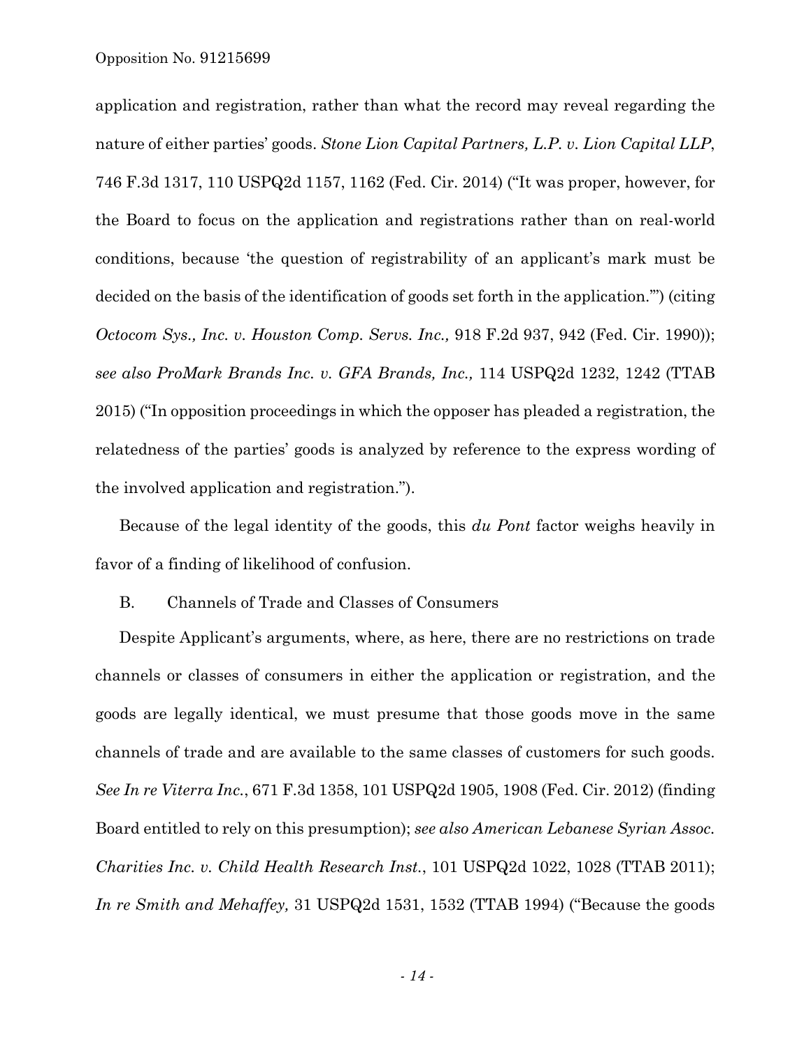application and registration, rather than what the record may reveal regarding the nature of either parties' goods. *Stone Lion Capital Partners, L.P. v. Lion Capital LLP*, 746 F.3d 1317, 110 USPQ2d 1157, 1162 (Fed. Cir. 2014) ("It was proper, however, for the Board to focus on the application and registrations rather than on real-world conditions, because 'the question of registrability of an applicant's mark must be decided on the basis of the identification of goods set forth in the application.'") (citing *Octocom Sys., Inc. v. Houston Comp. Servs. Inc.,* 918 F.2d 937, 942 (Fed. Cir. 1990)); *see also ProMark Brands Inc. v. GFA Brands, Inc.,* 114 USPQ2d 1232, 1242 (TTAB 2015) ("In opposition proceedings in which the opposer has pleaded a registration, the relatedness of the parties' goods is analyzed by reference to the express wording of the involved application and registration.").

Because of the legal identity of the goods, this *du Pont* factor weighs heavily in favor of a finding of likelihood of confusion.

B. Channels of Trade and Classes of Consumers

Despite Applicant's arguments, where, as here, there are no restrictions on trade channels or classes of consumers in either the application or registration, and the goods are legally identical, we must presume that those goods move in the same channels of trade and are available to the same classes of customers for such goods. *See In re Viterra Inc.*, 671 F.3d 1358, 101 USPQ2d 1905, 1908 (Fed. Cir. 2012) (finding Board entitled to rely on this presumption); *see also American Lebanese Syrian Assoc. Charities Inc. v. Child Health Research Inst.*, 101 USPQ2d 1022, 1028 (TTAB 2011); *In re Smith and Mehaffey,* 31 USPQ2d 1531, 1532 (TTAB 1994) ("Because the goods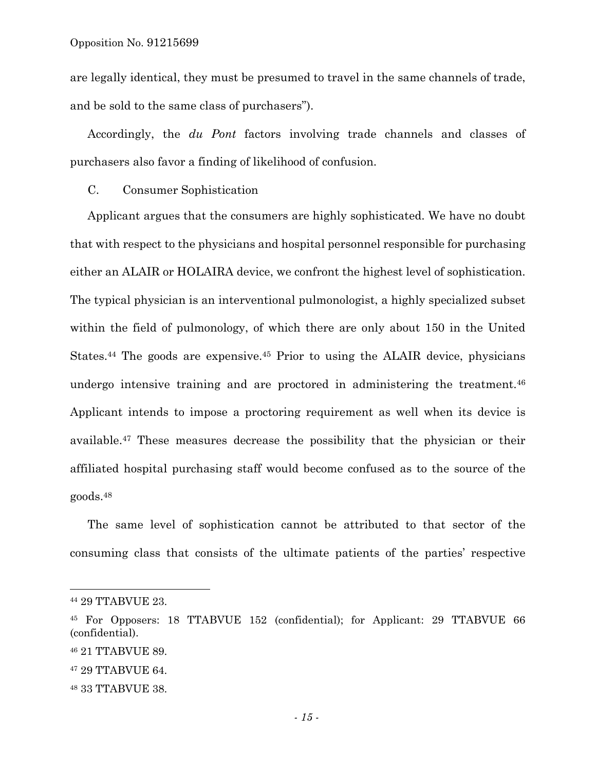are legally identical, they must be presumed to travel in the same channels of trade, and be sold to the same class of purchasers").

Accordingly, the *du Pont* factors involving trade channels and classes of purchasers also favor a finding of likelihood of confusion.

C. Consumer Sophistication

Applicant argues that the consumers are highly sophisticated. We have no doubt that with respect to the physicians and hospital personnel responsible for purchasing either an ALAIR or HOLAIRA device, we confront the highest level of sophistication. The typical physician is an interventional pulmonologist, a highly specialized subset within the field of pulmonology, of which there are only about 150 in the United States.[44] The goods are expensive.[45] Prior to using the ALAIR device, physicians undergo intensive training and are proctored in administering the treatment.[46] Applicant intends to impose a proctoring requirement as well when its device is available.[47] These measures decrease the possibility that the physician or their affiliated hospital purchasing staff would become confused as to the source of the goods.[48]

The same level of sophistication cannot be attributed to that sector of the consuming class that consists of the ultimate patients of the parties' respective

---

[44] 29 TTABVUE 23.

[45] For Opposers: 18 TTABVUE 152 (confidential); for Applicant: 29 TTABVUE 66 (confidential).

[46] 21 TTABVUE 89.

[47] 29 TTABVUE 64.

[48] 33 TTABVUE 38.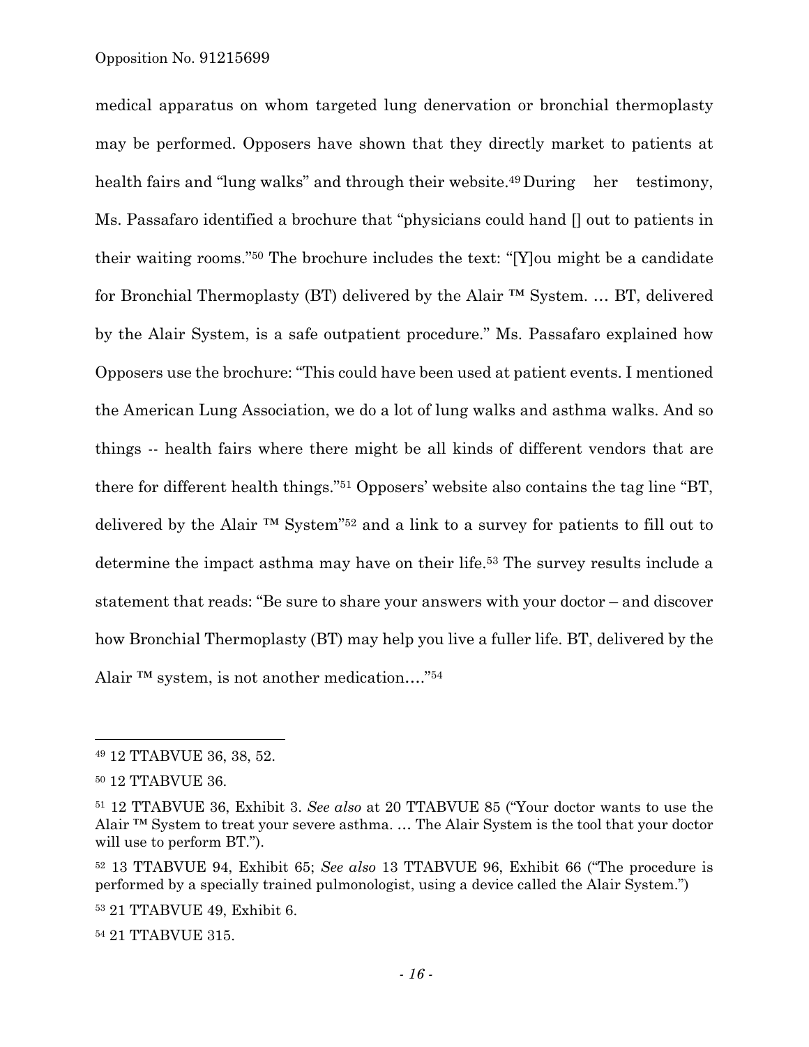medical apparatus on whom targeted lung denervation or bronchial thermoplasty may be performed. Opposers have shown that they directly market to patients at health fairs and "lung walks" and through their website.[49] During her testimony, Ms. Passafaro identified a brochure that "physicians could hand [] out to patients in their waiting rooms."[50] The brochure includes the text: "[Y]ou might be a candidate for Bronchial Thermoplasty (BT) delivered by the Alair ™ System. … BT, delivered by the Alair System, is a safe outpatient procedure." Ms. Passafaro explained how Opposers use the brochure: "This could have been used at patient events. I mentioned the American Lung Association, we do a lot of lung walks and asthma walks. And so things -- health fairs where there might be all kinds of different vendors that are there for different health things."[51] Opposers' website also contains the tag line "BT, delivered by the Alair ™ System"[52] and a link to a survey for patients to fill out to determine the impact asthma may have on their life.[53] The survey results include a statement that reads: "Be sure to share your answers with your doctor – and discover how Bronchial Thermoplasty (BT) may help you live a fuller life. BT, delivered by the Alair ™ system, is not another medication…."[54]

---

[49] 12 TTABVUE 36, 38, 52.

[50] 12 TTABVUE 36.

[51] 12 TTABVUE 36, Exhibit 3. *See also* at 20 TTABVUE 85 ("Your doctor wants to use the Alair ™ System to treat your severe asthma. … The Alair System is the tool that your doctor will use to perform BT.").

[52] 13 TTABVUE 94, Exhibit 65; *See also* 13 TTABVUE 96, Exhibit 66 ("The procedure is performed by a specially trained pulmonologist, using a device called the Alair System.")

[53] 21 TTABVUE 49, Exhibit 6.

[54] 21 TTABVUE 315.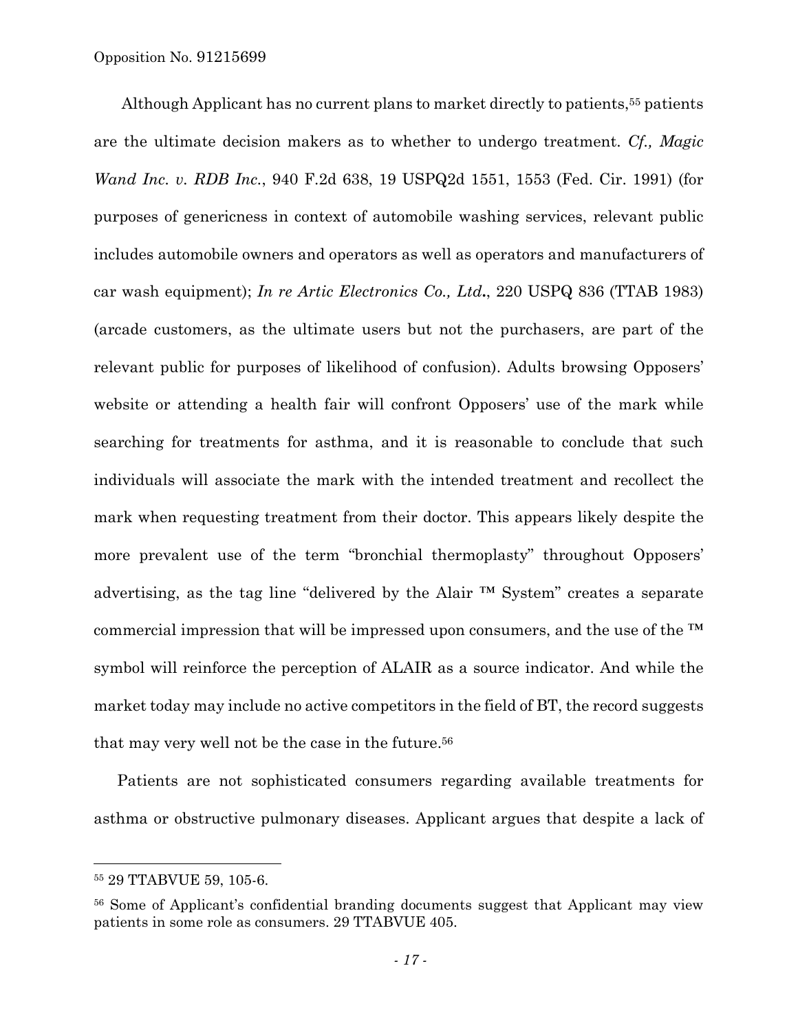Although Applicant has no current plans to market directly to patients,[55] patients are the ultimate decision makers as to whether to undergo treatment. *Cf., Magic Wand Inc. v. RDB Inc.*, 940 F.2d 638, 19 USPQ2d 1551, 1553 (Fed. Cir. 1991) (for purposes of genericness in context of automobile washing services, relevant public includes automobile owners and operators as well as operators and manufacturers of car wash equipment); *In re Artic Electronics Co., Ltd.*, 220 USPQ 836 (TTAB 1983) (arcade customers, as the ultimate users but not the purchasers, are part of the relevant public for purposes of likelihood of confusion). Adults browsing Opposers' website or attending a health fair will confront Opposers' use of the mark while searching for treatments for asthma, and it is reasonable to conclude that such individuals will associate the mark with the intended treatment and recollect the mark when requesting treatment from their doctor. This appears likely despite the more prevalent use of the term "bronchial thermoplasty" throughout Opposers' advertising, as the tag line "delivered by the Alair ™ System" creates a separate commercial impression that will be impressed upon consumers, and the use of the ™ symbol will reinforce the perception of ALAIR as a source indicator. And while the market today may include no active competitors in the field of BT, the record suggests that may very well not be the case in the future.[56]

Patients are not sophisticated consumers regarding available treatments for asthma or obstructive pulmonary diseases. Applicant argues that despite a lack of

---

[55] 29 TTABVUE 59, 105-6.

[56] Some of Applicant's confidential branding documents suggest that Applicant may view patients in some role as consumers. 29 TTABVUE 405.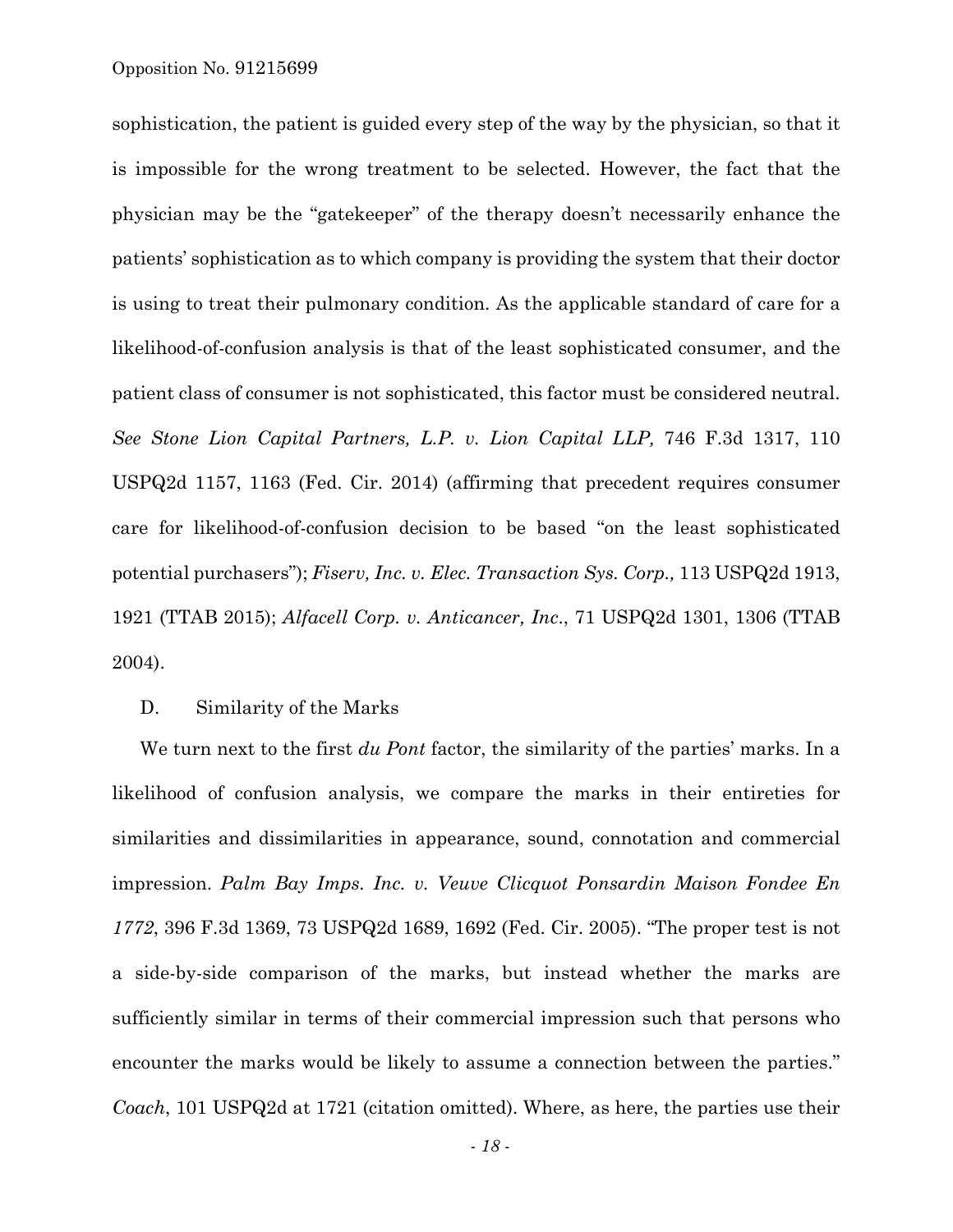sophistication, the patient is guided every step of the way by the physician, so that it is impossible for the wrong treatment to be selected. However, the fact that the physician may be the "gatekeeper" of the therapy doesn't necessarily enhance the patients' sophistication as to which company is providing the system that their doctor is using to treat their pulmonary condition. As the applicable standard of care for a likelihood-of-confusion analysis is that of the least sophisticated consumer, and the patient class of consumer is not sophisticated, this factor must be considered neutral. *See Stone Lion Capital Partners, L.P. v. Lion Capital LLP,* 746 F.3d 1317, 110 USPQ2d 1157, 1163 (Fed. Cir. 2014) (affirming that precedent requires consumer care for likelihood-of-confusion decision to be based "on the least sophisticated potential purchasers"); *Fiserv, Inc. v. Elec. Transaction Sys. Corp.,* 113 USPQ2d 1913, 1921 (TTAB 2015); *Alfacell Corp. v. Anticancer, Inc*., 71 USPQ2d 1301, 1306 (TTAB 2004).

## D. Similarity of the Marks

We turn next to the first *du Pont* factor, the similarity of the parties' marks. In a likelihood of confusion analysis, we compare the marks in their entireties for similarities and dissimilarities in appearance, sound, connotation and commercial impression. *Palm Bay Imps. Inc. v. Veuve Clicquot Ponsardin Maison Fondee En 1772*, 396 F.3d 1369, 73 USPQ2d 1689, 1692 (Fed. Cir. 2005). "The proper test is not a side-by-side comparison of the marks, but instead whether the marks are sufficiently similar in terms of their commercial impression such that persons who encounter the marks would be likely to assume a connection between the parties." *Coach*, 101 USPQ2d at 1721 (citation omitted). Where, as here, the parties use their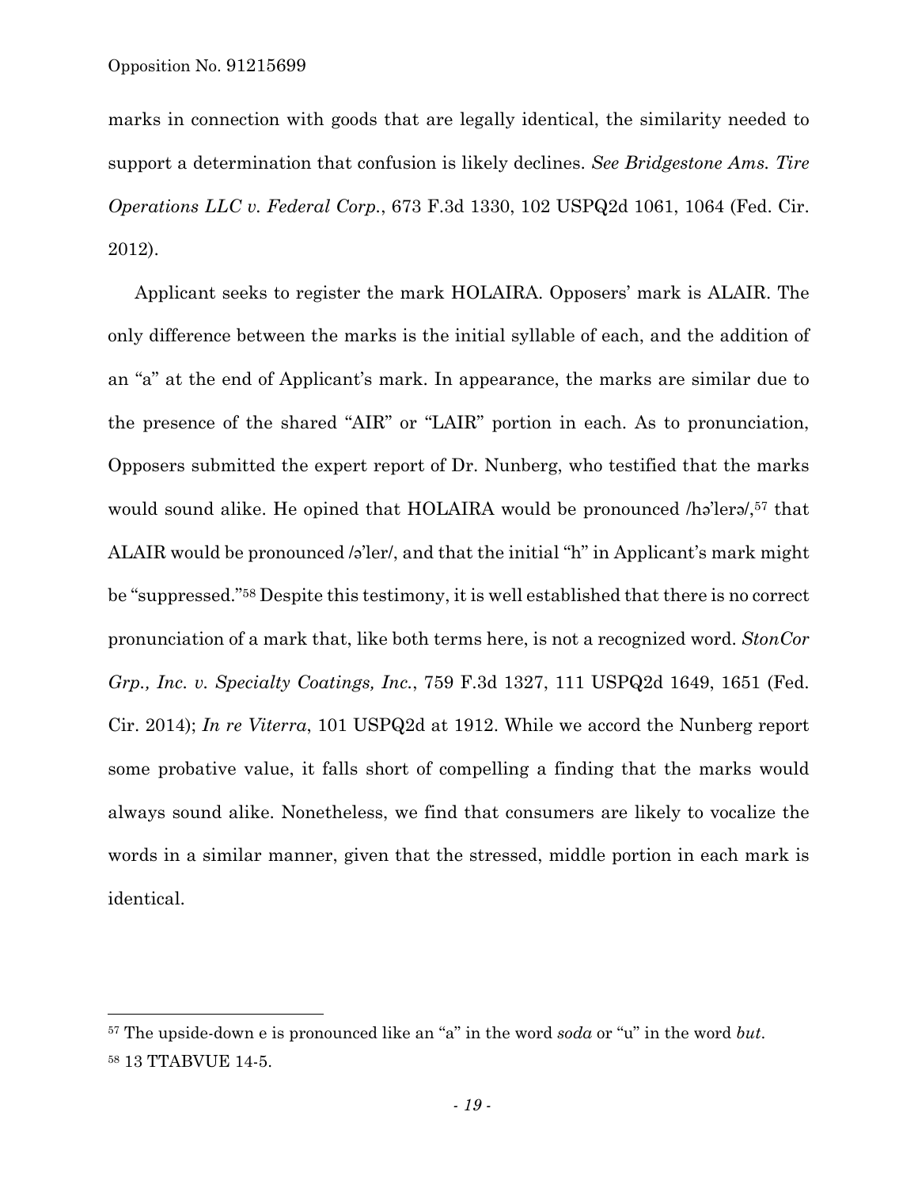marks in connection with goods that are legally identical, the similarity needed to support a determination that confusion is likely declines. *See Bridgestone Ams. Tire Operations LLC v. Federal Corp.*, 673 F.3d 1330, 102 USPQ2d 1061, 1064 (Fed. Cir. 2012).

Applicant seeks to register the mark HOLAIRA. Opposers' mark is ALAIR. The only difference between the marks is the initial syllable of each, and the addition of an "a" at the end of Applicant's mark. In appearance, the marks are similar due to the presence of the shared "AIR" or "LAIR" portion in each. As to pronunciation, Opposers submitted the expert report of Dr. Nunberg, who testified that the marks would sound alike. He opined that HOLAIRA would be pronounced /hə'lerə/,[57] that ALAIR would be pronounced /ə'ler/, and that the initial "h" in Applicant's mark might be "suppressed."[58] Despite this testimony, it is well established that there is no correct pronunciation of a mark that, like both terms here, is not a recognized word. *StonCor Grp., Inc. v. Specialty Coatings, Inc.*, 759 F.3d 1327, 111 USPQ2d 1649, 1651 (Fed. Cir. 2014); *In re Viterra*, 101 USPQ2d at 1912. While we accord the Nunberg report some probative value, it falls short of compelling a finding that the marks would always sound alike. Nonetheless, we find that consumers are likely to vocalize the words in a similar manner, given that the stressed, middle portion in each mark is identical.

---

[57] The upside-down e is pronounced like an "a" in the word *soda* or "u" in the word *but*.

[58] 13 TTABVUE 14-5.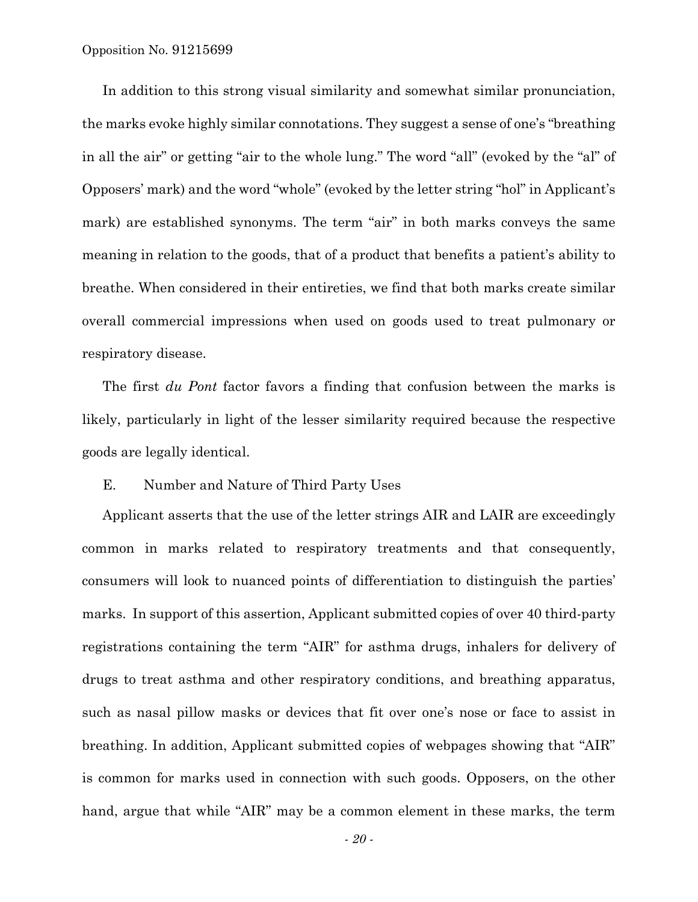In addition to this strong visual similarity and somewhat similar pronunciation, the marks evoke highly similar connotations. They suggest a sense of one's "breathing in all the air" or getting "air to the whole lung." The word "all" (evoked by the "al" of Opposers' mark) and the word "whole" (evoked by the letter string "hol" in Applicant's mark) are established synonyms. The term "air" in both marks conveys the same meaning in relation to the goods, that of a product that benefits a patient's ability to breathe. When considered in their entireties, we find that both marks create similar overall commercial impressions when used on goods used to treat pulmonary or respiratory disease.

The first *du Pont* factor favors a finding that confusion between the marks is likely, particularly in light of the lesser similarity required because the respective goods are legally identical.

## E. Number and Nature of Third Party Uses

Applicant asserts that the use of the letter strings AIR and LAIR are exceedingly common in marks related to respiratory treatments and that consequently, consumers will look to nuanced points of differentiation to distinguish the parties' marks. In support of this assertion, Applicant submitted copies of over 40 third-party registrations containing the term "AIR" for asthma drugs, inhalers for delivery of drugs to treat asthma and other respiratory conditions, and breathing apparatus, such as nasal pillow masks or devices that fit over one's nose or face to assist in breathing. In addition, Applicant submitted copies of webpages showing that "AIR" is common for marks used in connection with such goods. Opposers, on the other hand, argue that while "AIR" may be a common element in these marks, the term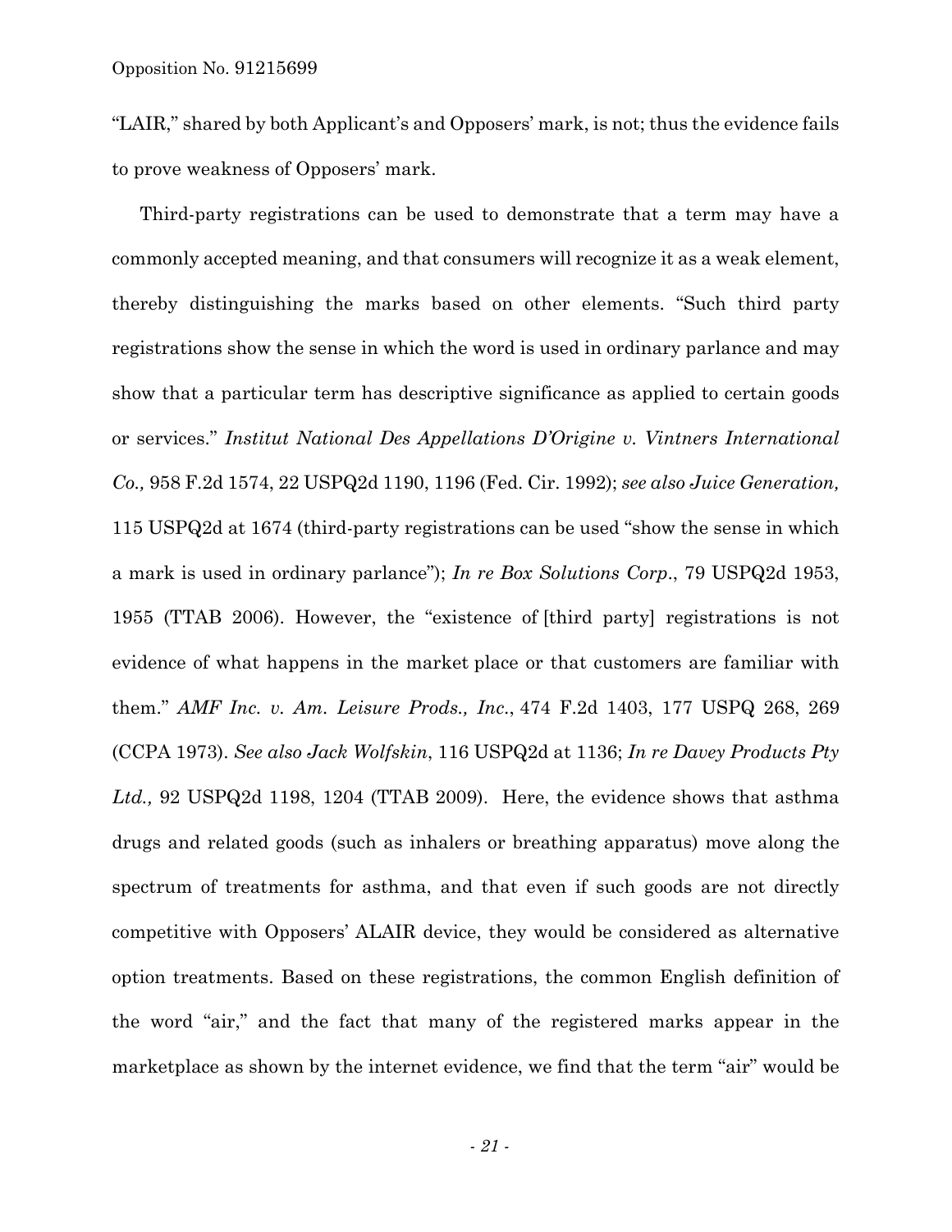"LAIR," shared by both Applicant's and Opposers' mark, is not; thus the evidence fails to prove weakness of Opposers' mark.

Third-party registrations can be used to demonstrate that a term may have a commonly accepted meaning, and that consumers will recognize it as a weak element, thereby distinguishing the marks based on other elements. "Such third party registrations show the sense in which the word is used in ordinary parlance and may show that a particular term has descriptive significance as applied to certain goods or services." *Institut National Des Appellations D'Origine v. Vintners International Co.,* 958 F.2d 1574, 22 USPQ2d 1190, 1196 (Fed. Cir. 1992); *see also Juice Generation,* 115 USPQ2d at 1674 (third-party registrations can be used "show the sense in which a mark is used in ordinary parlance"); *In re Box Solutions Corp*., 79 USPQ2d 1953, 1955 (TTAB 2006). However, the "existence of [third party] registrations is not evidence of what happens in the market place or that customers are familiar with them." *AMF Inc. v. Am. Leisure Prods., Inc*., 474 F.2d 1403, 177 USPQ 268, 269 (CCPA 1973). *See also Jack Wolfskin*, 116 USPQ2d at 1136; *In re Davey Products Pty Ltd.,* 92 USPQ2d 1198, 1204 (TTAB 2009). Here, the evidence shows that asthma drugs and related goods (such as inhalers or breathing apparatus) move along the spectrum of treatments for asthma, and that even if such goods are not directly competitive with Opposers' ALAIR device, they would be considered as alternative option treatments. Based on these registrations, the common English definition of the word "air," and the fact that many of the registered marks appear in the marketplace as shown by the internet evidence, we find that the term "air" would be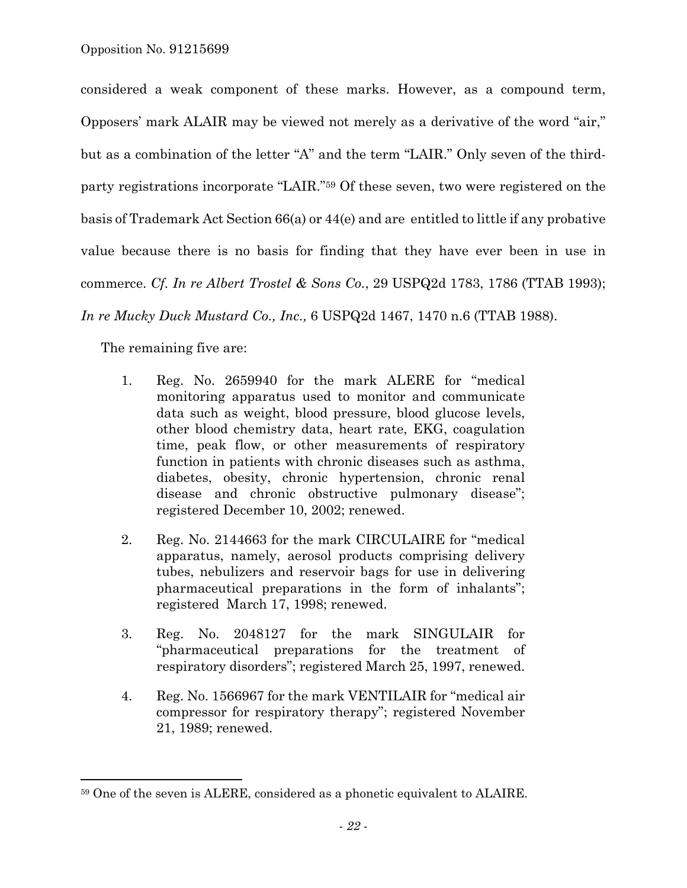considered a weak component of these marks. However, as a compound term, Opposers' mark ALAIR may be viewed not merely as a derivative of the word "air," but as a combination of the letter "A" and the term "LAIR." Only seven of the third-party registrations incorporate "LAIR."[59] Of these seven, two were registered on the basis of Trademark Act Section 66(a) or 44(e) and are entitled to little if any probative value because there is no basis for finding that they have ever been in use in commerce. *Cf. In re Albert Trostel & Sons Co.*, 29 USPQ2d 1783, 1786 (TTAB 1993); *In re Mucky Duck Mustard Co., Inc.,* 6 USPQ2d 1467, 1470 n.6 (TTAB 1988).

The remaining five are:

1. Reg. No. 2659940 for the mark ALERE for "medical monitoring apparatus used to monitor and communicate data such as weight, blood pressure, blood glucose levels, other blood chemistry data, heart rate, EKG, coagulation time, peak flow, or other measurements of respiratory function in patients with chronic diseases such as asthma, diabetes, obesity, chronic hypertension, chronic renal disease and chronic obstructive pulmonary disease"; registered December 10, 2002; renewed.

2. Reg. No. 2144663 for the mark CIRCULAIRE for "medical apparatus, namely, aerosol products comprising delivery tubes, nebulizers and reservoir bags for use in delivering pharmaceutical preparations in the form of inhalants"; registered March 17, 1998; renewed.

3. Reg. No. 2048127 for the mark SINGULAIR for "pharmaceutical preparations for the treatment of respiratory disorders"; registered March 25, 1997, renewed.

4. Reg. No. 1566967 for the mark VENTILAIR for "medical air compressor for respiratory therapy"; registered November 21, 1989; renewed.

---

[59] One of the seven is ALERE, considered as a phonetic equivalent to ALAIRE.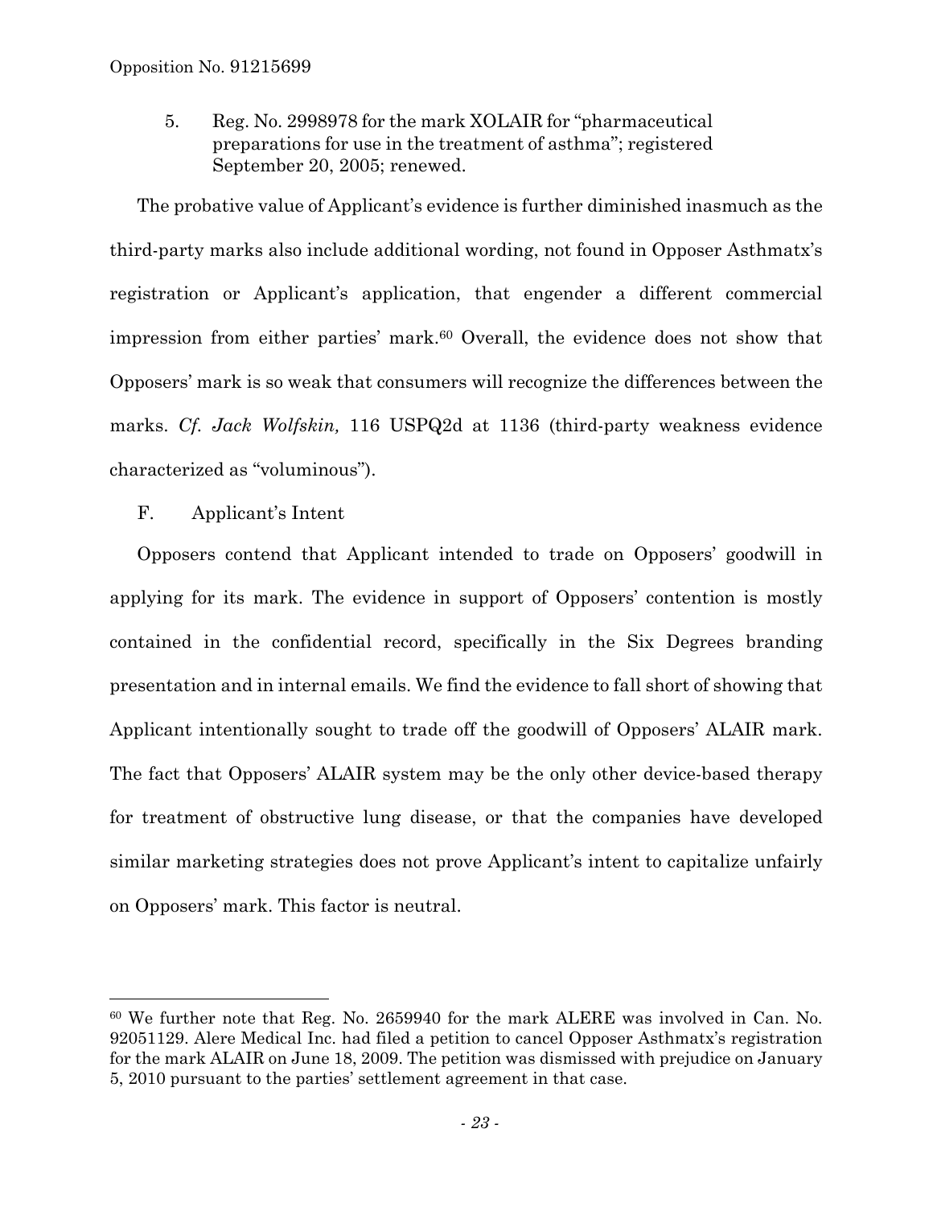5. Reg. No. 2998978 for the mark XOLAIR for "pharmaceutical preparations for use in the treatment of asthma"; registered September 20, 2005; renewed.

The probative value of Applicant's evidence is further diminished inasmuch as the third-party marks also include additional wording, not found in Opposer Asthmatx's registration or Applicant's application, that engender a different commercial impression from either parties' mark.[60] Overall, the evidence does not show that Opposers' mark is so weak that consumers will recognize the differences between the marks. *Cf. Jack Wolfskin,* 116 USPQ2d at 1136 (third-party weakness evidence characterized as "voluminous").

F. Applicant's Intent

Opposers contend that Applicant intended to trade on Opposers' goodwill in applying for its mark. The evidence in support of Opposers' contention is mostly contained in the confidential record, specifically in the Six Degrees branding presentation and in internal emails. We find the evidence to fall short of showing that Applicant intentionally sought to trade off the goodwill of Opposers' ALAIR mark. The fact that Opposers' ALAIR system may be the only other device-based therapy for treatment of obstructive lung disease, or that the companies have developed similar marketing strategies does not prove Applicant's intent to capitalize unfairly on Opposers' mark. This factor is neutral.

---

[60] We further note that Reg. No. 2659940 for the mark ALERE was involved in Can. No. 92051129. Alere Medical Inc. had filed a petition to cancel Opposer Asthmatx's registration for the mark ALAIR on June 18, 2009. The petition was dismissed with prejudice on January 5, 2010 pursuant to the parties' settlement agreement in that case.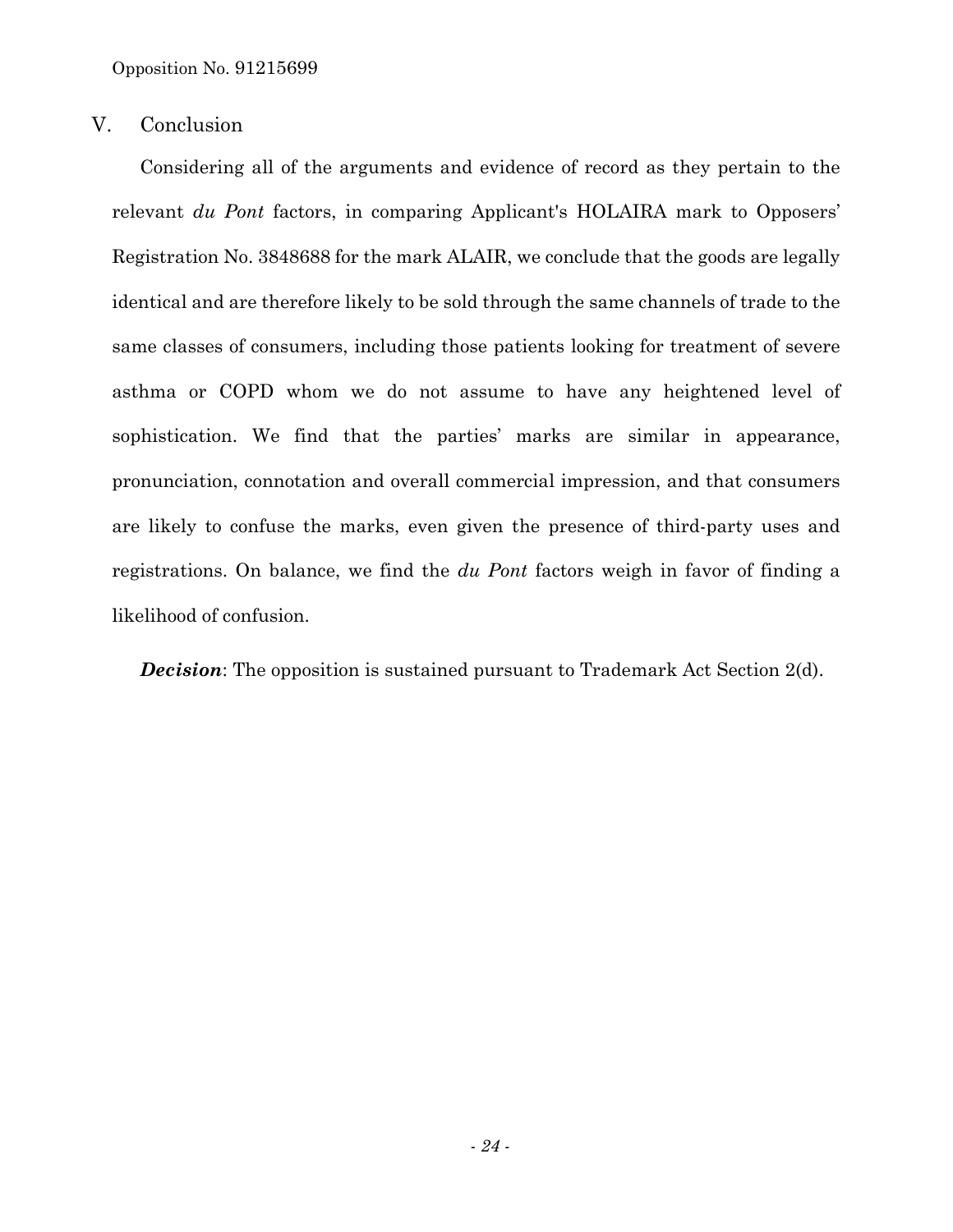## V. Conclusion

Considering all of the arguments and evidence of record as they pertain to the relevant *du Pont* factors, in comparing Applicant's HOLAIRA mark to Opposers' Registration No. 3848688 for the mark ALAIR, we conclude that the goods are legally identical and are therefore likely to be sold through the same channels of trade to the same classes of consumers, including those patients looking for treatment of severe asthma or COPD whom we do not assume to have any heightened level of sophistication. We find that the parties' marks are similar in appearance, pronunciation, connotation and overall commercial impression, and that consumers are likely to confuse the marks, even given the presence of third-party uses and registrations. On balance, we find the *du Pont* factors weigh in favor of finding a likelihood of confusion.

***Decision***: The opposition is sustained pursuant to Trademark Act Section 2(d).